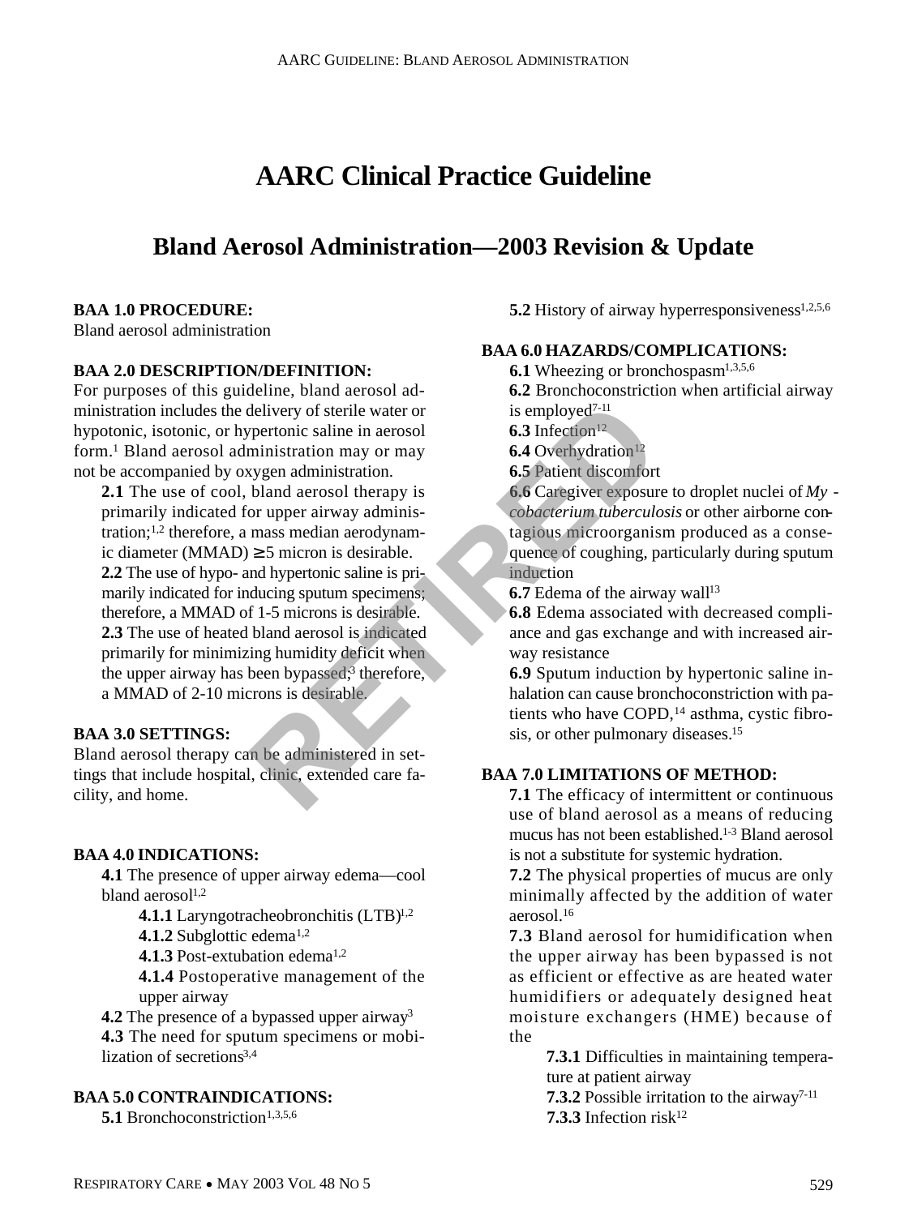# AARC Clinical Practice Guideline

## Bland Aerosol Administration—2003 Revision & Update

**BAA 1.0 PROCEDURE:**

Bland aerosol administration

**BAA 2.0 DESCRIPTION/DEFINITION:**

For purposes of this guideline, bland aerosol administration includes the delivery of sterile water or hypotonic, isotonic, or hypertonic saline in aerosol form.[1] Bland aerosol administration may or may not be accompanied by oxygen administration.

**2.1** The use of cool, bland aerosol therapy is primarily indicated for upper airway administration;[1,2] therefore, a mass median aerodynamic diameter (MMAD) ≥ 5 micron is desirable.

**2.2** The use of hypo- and hypertonic saline is primarily indicated for inducing sputum specimens; therefore, a MMAD of 1-5 microns is desirable.

**2.3** The use of heated bland aerosol is indicated primarily for minimizing humidity deficit when the upper airway has been bypassed;[3] therefore, a MMAD of 2-10 microns is desirable.

**BAA 3.0 SETTINGS:**

Bland aerosol therapy can be administered in settings that include hospital, clinic, extended care facility, and home.

**BAA 4.0 INDICATIONS:**

**4.1** The presence of upper airway edema—cool bland aerosol[1,2]

**4.1.1** Laryngotracheobronchitis (LTB)[1,2]

**4.1.2** Subglottic edema[1,2]

**4.1.3** Post-extubation edema[1,2]

**4.1.4** Postoperative management of the upper airway

**4.2** The presence of a bypassed upper airway[3]

**4.3** The need for sputum specimens or mobilization of secretions[3,4]

**BAA 5.0 CONTRAINDICATIONS:**

**5.1** Bronchoconstriction[1,3,5,6]

**5.2** History of airway hyperresponsiveness[1,2,5,6]

**BAA 6.0 HAZARDS/COMPLICATIONS:**

**6.1** Wheezing or bronchospasm[1,3,5,6]

**6.2** Bronchoconstriction when artificial airway is employed[7-11]

**6.3** Infection[12]

**6.4** Overhydration[12]

**6.5** Patient discomfort

**6.6** Caregiver exposure to droplet nuclei of *Mycobacterium tuberculosis* or other airborne contagious microorganism produced as a consequence of coughing, particularly during sputum induction

**6.7** Edema of the airway wall[13]

**6.8** Edema associated with decreased compliance and gas exchange and with increased airway resistance

**6.9** Sputum induction by hypertonic saline inhalation can cause bronchoconstriction with patients who have COPD,[14] asthma, cystic fibrosis, or other pulmonary diseases.[15]

**BAA 7.0 LIMITATIONS OF METHOD:**

**7.1** The efficacy of intermittent or continuous use of bland aerosol as a means of reducing mucus has not been established.[1-3] Bland aerosol is not a substitute for systemic hydration.

**7.2** The physical properties of mucus are only minimally affected by the addition of water aerosol.[16]

**7.3** Bland aerosol for humidification when the upper airway has been bypassed is not as efficient or effective as are heated water humidifiers or adequately designed heat moisture exchangers (HME) because of the

**7.3.1** Difficulties in maintaining temperature at patient airway

**7.3.2** Possible irritation to the airway[7-11]

**7.3.3** Infection risk[12]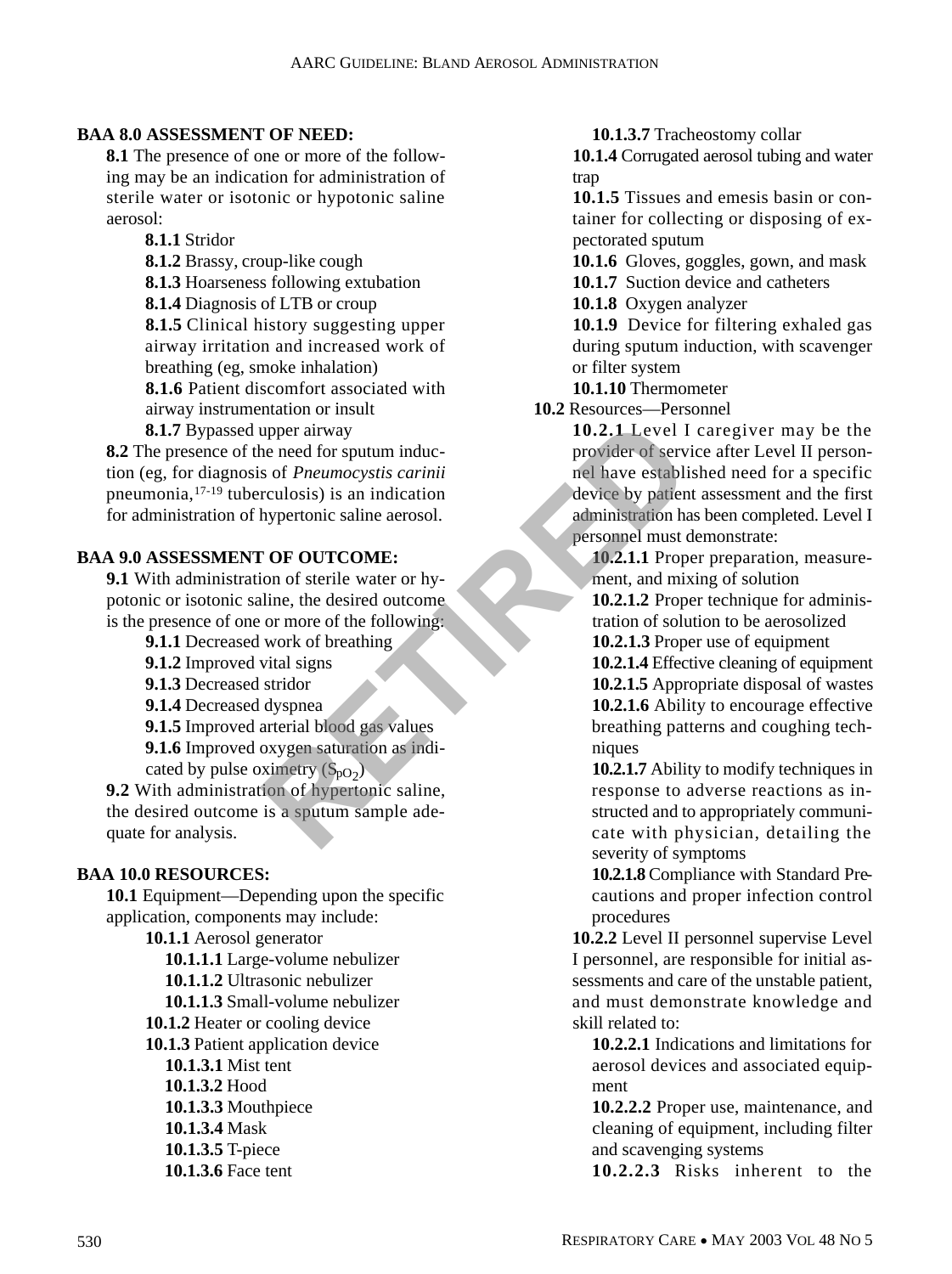**BAA 8.0 ASSESSMENT OF NEED:**

**8.1** The presence of one or more of the following may be an indication for administration of sterile water or isotonic or hypotonic saline aerosol:

**8.1.1** Stridor

**8.1.2** Brassy, croup-like cough

**8.1.3** Hoarseness following extubation

**8.1.4** Diagnosis of LTB or croup

**8.1.5** Clinical history suggesting upper airway irritation and increased work of breathing (eg, smoke inhalation)

**8.1.6** Patient discomfort associated with airway instrumentation or insult

**8.1.7** Bypassed upper airway

**8.2** The presence of the need for sputum induction (eg, for diagnosis of *Pneumocystis carinii* pneumonia,[17-19] tuberculosis) is an indication for administration of hypertonic saline aerosol.

**BAA 9.0 ASSESSMENT OF OUTCOME:**

**9.1** With administration of sterile water or hypotonic or isotonic saline, the desired outcome is the presence of one or more of the following:

**9.1.1** Decreased work of breathing

**9.1.2** Improved vital signs

**9.1.3** Decreased stridor

**9.1.4** Decreased dyspnea

**9.1.5** Improved arterial blood gas values

**9.1.6** Improved oxygen saturation as indicated by pulse oximetry ($S_{pO_2}$)

**9.2** With administration of hypertonic saline, the desired outcome is a sputum sample adequate for analysis.

**BAA 10.0 RESOURCES:**

**10.1** Equipment—Depending upon the specific application, components may include:

**10.1.1** Aerosol generator

**10.1.1.1** Large-volume nebulizer

**10.1.1.2** Ultrasonic nebulizer

**10.1.1.3** Small-volume nebulizer

**10.1.2** Heater or cooling device

**10.1.3** Patient application device

**10.1.3.1** Mist tent

**10.1.3.2** Hood

**10.1.3.3** Mouthpiece

**10.1.3.4** Mask

**10.1.3.5** T-piece

**10.1.3.6** Face tent

**10.1.3.7** Tracheostomy collar

**10.1.4** Corrugated aerosol tubing and water trap

**10.1.5** Tissues and emesis basin or container for collecting or disposing of expectorated sputum

**10.1.6** Gloves, goggles, gown, and mask

**10.1.7** Suction device and catheters

**10.1.8** Oxygen analyzer

**10.1.9** Device for filtering exhaled gas during sputum induction, with scavenger or filter system

**10.1.10** Thermometer

**10.2** Resources—Personnel

**10.2.1** Level I caregiver may be the provider of service after Level II personnel have established need for a specific device by patient assessment and the first administration has been completed. Level I personnel must demonstrate:

**10.2.1.1** Proper preparation, measurement, and mixing of solution

**10.2.1.2** Proper technique for administration of solution to be aerosolized

**10.2.1.3** Proper use of equipment

**10.2.1.4** Effective cleaning of equipment

**10.2.1.5** Appropriate disposal of wastes

**10.2.1.6** Ability to encourage effective breathing patterns and coughing techniques

**10.2.1.7** Ability to modify techniques in response to adverse reactions as instructed and to appropriately communicate with physician, detailing the severity of symptoms

**10.2.1.8** Compliance with Standard Precautions and proper infection control procedures

**10.2.2** Level II personnel supervise Level I personnel, are responsible for initial assessments and care of the unstable patient, and must demonstrate knowledge and skill related to:

**10.2.2.1** Indications and limitations for aerosol devices and associated equipment

**10.2.2.2** Proper use, maintenance, and cleaning of equipment, including filter and scavenging systems

**10.2.2.3** Risks inherent to the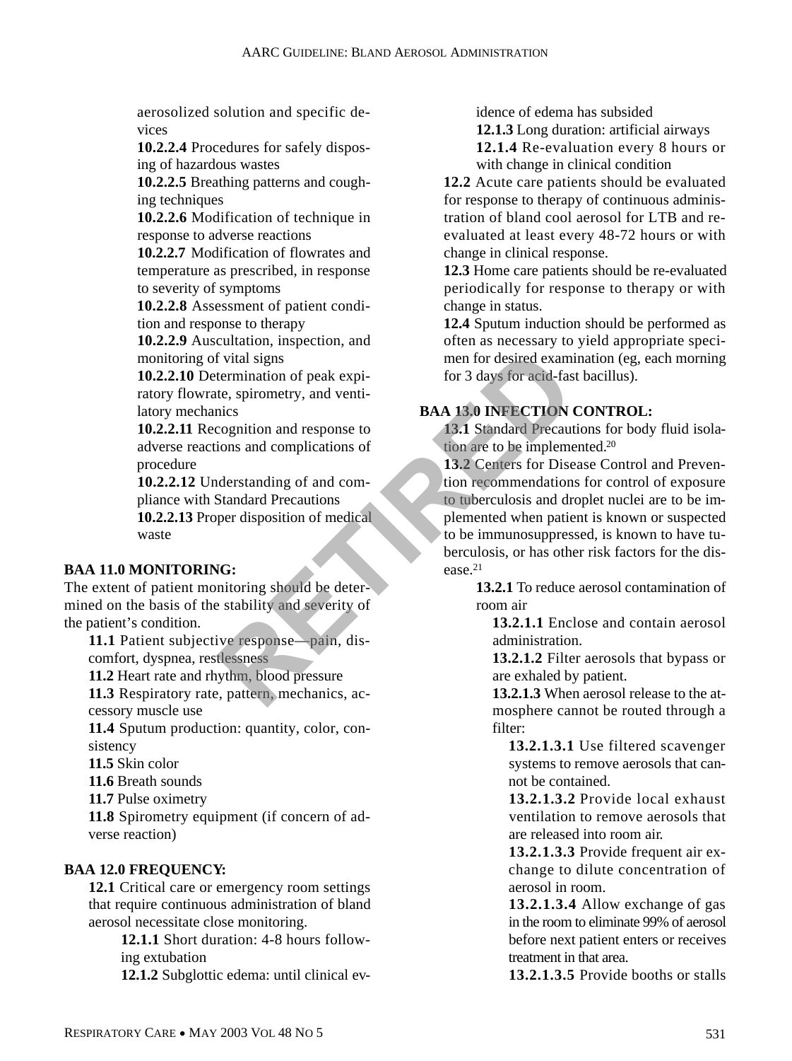aerosolized solution and specific devices

**10.2.2.4** Procedures for safely disposing of hazardous wastes

**10.2.2.5** Breathing patterns and coughing techniques

**10.2.2.6** Modification of technique in response to adverse reactions

**10.2.2.7** Modification of flowrates and temperature as prescribed, in response to severity of symptoms

**10.2.2.8** Assessment of patient condition and response to therapy

**10.2.2.9** Auscultation, inspection, and monitoring of vital signs

**10.2.2.10** Determination of peak expiratory flowrate, spirometry, and ventilatory mechanics

**10.2.2.11** Recognition and response to adverse reactions and complications of procedure

**10.2.2.12** Understanding of and compliance with Standard Precautions

**10.2.2.13** Proper disposition of medical waste

**BAA 11.0 MONITORING:**

The extent of patient monitoring should be determined on the basis of the stability and severity of the patient's condition.

**11.1** Patient subjective response—pain, discomfort, dyspnea, restlessness

**11.2** Heart rate and rhythm, blood pressure

**11.3** Respiratory rate, pattern, mechanics, accessory muscle use

**11.4** Sputum production: quantity, color, consistency

**11.5** Skin color

**11.6** Breath sounds

**11.7** Pulse oximetry

**11.8** Spirometry equipment (if concern of adverse reaction)

**BAA 12.0 FREQUENCY:**

**12.1** Critical care or emergency room settings that require continuous administration of bland aerosol necessitate close monitoring.

**12.1.1** Short duration: 4-8 hours following extubation

**12.1.2** Subglottic edema: until clinical evidence of edema has subsided

**12.1.3** Long duration: artificial airways

**12.1.4** Re-evaluation every 8 hours or with change in clinical condition

**12.2** Acute care patients should be evaluated for response to therapy of continuous administration of bland cool aerosol for LTB and re-evaluated at least every 48-72 hours or with change in clinical response.

**12.3** Home care patients should be re-evaluated periodically for response to therapy or with change in status.

**12.4** Sputum induction should be performed as often as necessary to yield appropriate specimen for desired examination (eg, each morning for 3 days for acid-fast bacillus).

**BAA 13.0 INFECTION CONTROL:**

**13.1** Standard Precautions for body fluid isolation are to be implemented.[20]

**13.2** Centers for Disease Control and Prevention recommendations for control of exposure to tuberculosis and droplet nuclei are to be implemented when patient is known or suspected to be immunosuppressed, is known to have tuberculosis, or has other risk factors for the disease.[21]

**13.2.1** To reduce aerosol contamination of room air

**13.2.1.1** Enclose and contain aerosol administration.

**13.2.1.2** Filter aerosols that bypass or are exhaled by patient.

**13.2.1.3** When aerosol release to the atmosphere cannot be routed through a filter:

**13.2.1.3.1** Use filtered scavenger systems to remove aerosols that cannot be contained.

**13.2.1.3.2** Provide local exhaust ventilation to remove aerosols that are released into room air.

**13.2.1.3.3** Provide frequent air exchange to dilute concentration of aerosol in room.

**13.2.1.3.4** Allow exchange of gas in the room to eliminate 99% of aerosol before next patient enters or receives treatment in that area.

**13.2.1.3.5** Provide booths or stalls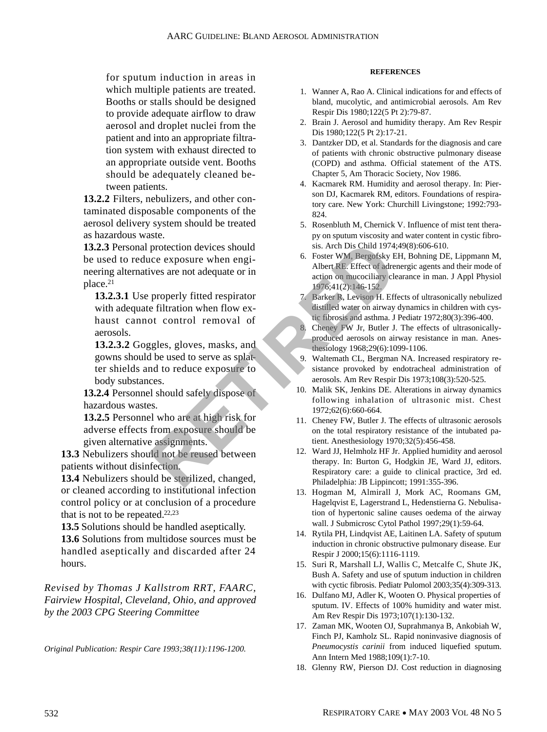for sputum induction in areas in which multiple patients are treated. Booths or stalls should be designed to provide adequate airflow to draw aerosol and droplet nuclei from the patient and into an appropriate filtration system with exhaust directed to an appropriate outside vent. Booths should be adequately cleaned between patients.

**13.2.2** Filters, nebulizers, and other contaminated disposable components of the aerosol delivery system should be treated as hazardous waste.

**13.2.3** Personal protection devices should be used to reduce exposure when engineering alternatives are not adequate or in place.[21]

**13.2.3.1** Use properly fitted respirator with adequate filtration when flow exhaust cannot control removal of aerosols.

**13.2.3.2** Goggles, gloves, masks, and gowns should be used to serve as splatter shields and to reduce exposure to body substances.

**13.2.4** Personnel should safely dispose of hazardous wastes.

**13.2.5** Personnel who are at high risk for adverse effects from exposure should be given alternative assignments.

**13.3** Nebulizers should not be reused between patients without disinfection.

**13.4** Nebulizers should be sterilized, changed, or cleaned according to institutional infection control policy or at conclusion of a procedure that is not to be repeated.[22,23]

**13.5** Solutions should be handled aseptically.

**13.6** Solutions from multidose sources must be handled aseptically and discarded after 24 hours.

*Revised by Thomas J Kallstrom RRT, FAARC, Fairview Hospital, Cleveland, Ohio, and approved by the 2003 CPG Steering Committee*

*Original Publication: Respir Care 1993;38(11):1196-1200.*

RETIRED

**REFERENCES**

1. Wanner A, Rao A. Clinical indications for and effects of bland, mucolytic, and antimicrobial aerosols. Am Rev Respir Dis 1980;122(5 Pt 2):79-87.
2. Brain J. Aerosol and humidity therapy. Am Rev Respir Dis 1980;122(5 Pt 2):17-21.
3. Dantzker DD, et al. Standards for the diagnosis and care of patients with chronic obstructive pulmonary disease (COPD) and asthma. Official statement of the ATS. Chapter 5, Am Thoracic Society, Nov 1986.
4. Kacmarek RM. Humidity and aerosol therapy. In: Pierson DJ, Kacmarek RM, editors. Foundations of respiratory care. New York: Churchill Livingstone; 1992:793-824.
5. Rosenbluth M, Chernick V. Influence of mist tent therapy on sputum viscosity and water content in cystic fibrosis. Arch Dis Child 1974;49(8):606-610.
6. Foster WM, Bergofsky EH, Bohning DE, Lippmann M, Albert RE. Effect of adrenergic agents and their mode of action on mucociliary clearance in man. J Appl Physiol 1976;41(2):146-152.
7. Barker R, Levison H. Effects of ultrasonically nebulized distilled water on airway dynamics in children with cystic fibrosis and asthma. J Pediatr 1972;80(3):396-400.
8. Cheney FW Jr, Butler J. The effects of ultrasonically-produced aerosols on airway resistance in man. Anesthesiology 1968;29(6):1099-1106.
9. Waltemath CL, Bergman NA. Increased respiratory resistance provoked by endotracheal administration of aerosols. Am Rev Respir Dis 1973;108(3):520-525.
10. Malik SK, Jenkins DE. Alterations in airway dynamics following inhalation of ultrasonic mist. Chest 1972;62(6):660-664.
11. Cheney FW, Butler J. The effects of ultrasonic aerosols on the total respiratory resistance of the intubated patient. Anesthesiology 1970;32(5):456-458.
12. Ward JJ, Helmholz HF Jr. Applied humidity and aerosol therapy. In: Burton G, Hodgkin JE, Ward JJ, editors. Respiratory care: a guide to clinical practice, 3rd ed. Philadelphia: JB Lippincott; 1991:355-396.
13. Hogman M, Almirall J, Mork AC, Roomans GM, Hagelqvist E, Lagerstrand L, Hedenstierna G. Nebulisation of hypertonic saline causes oedema of the airway wall. J Submicrosc Cytol Pathol 1997;29(1):59-64.
14. Rytila PH, Lindqvist AE, Laitinen LA. Safety of sputum induction in chronic obstructive pulmonary disease. Eur Respir J 2000;15(6):1116-1119.
15. Suri R, Marshall LJ, Wallis C, Metcalfe C, Shute JK, Bush A. Safety and use of sputum induction in children with cyctic fibrosis. Pediatr Pulomol 2003;35(4):309-313.
16. Dulfano MJ, Adler K, Wooten O. Physical properties of sputum. IV. Effects of 100% humidity and water mist. Am Rev Respir Dis 1973;107(1):130-132.
17. Zaman MK, Wooten OJ, Suprahmanya B, Ankobiah W, Finch PJ, Kamholz SL. Rapid noninvasive diagnosis of *Pneumocystis carinii* from induced liquefied sputum. Ann Intern Med 1988;109(1):7-10.
18. Glenny RW, Pierson DJ. Cost reduction in diagnosing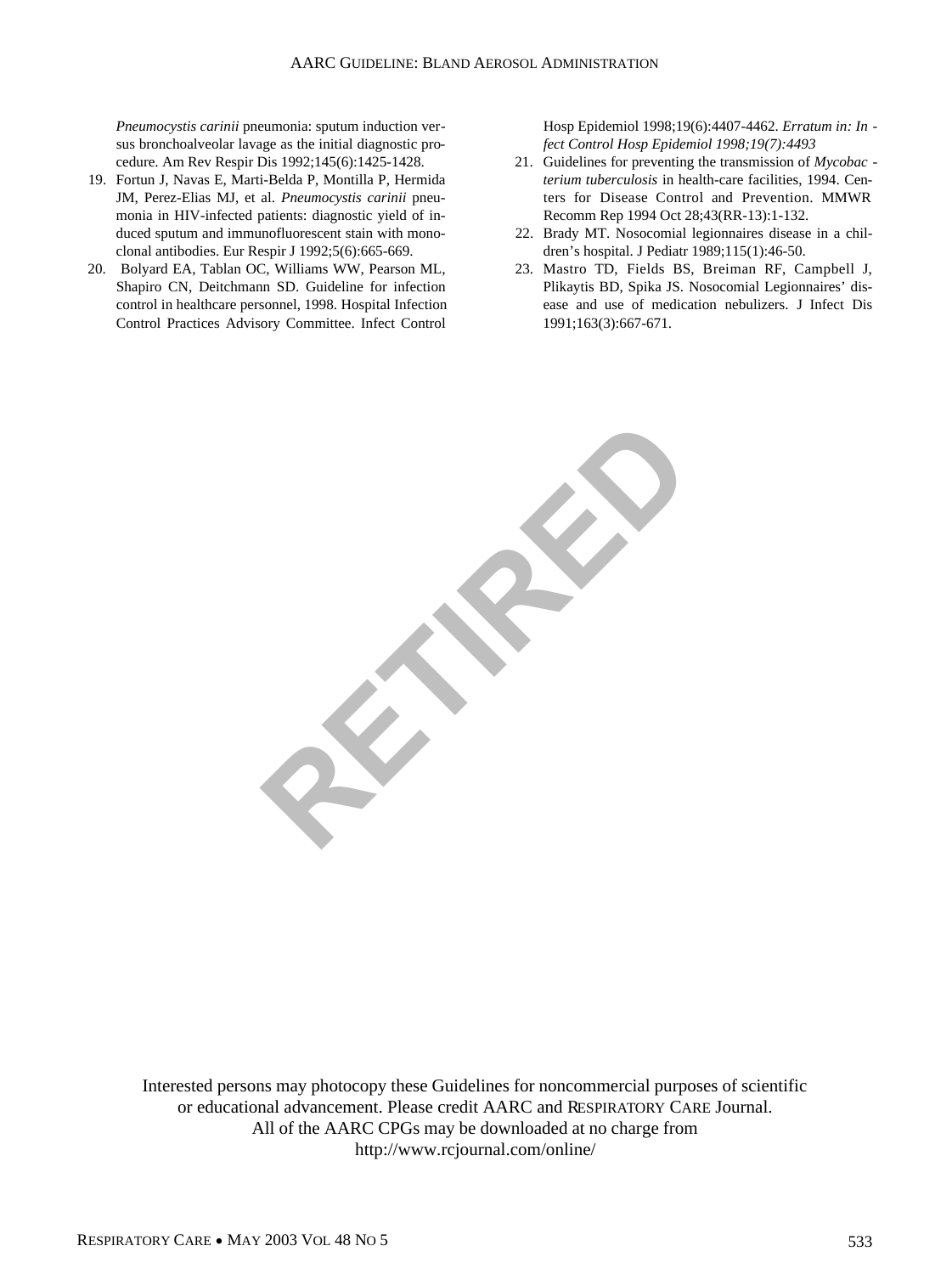*Pneumocystis carinii* pneumonia: sputum induction versus bronchoalveolar lavage as the initial diagnostic procedure. Am Rev Respir Dis 1992;145(6):1425-1428.

19. Fortun J, Navas E, Marti-Belda P, Montilla P, Hermida JM, Perez-Elias MJ, et al. *Pneumocystis carinii* pneumonia in HIV-infected patients: diagnostic yield of induced sputum and immunofluorescent stain with monoclonal antibodies. Eur Respir J 1992;5(6):665-669.
20. Bolyard EA, Tablan OC, Williams WW, Pearson ML, Shapiro CN, Deitchmann SD. Guideline for infection control in healthcare personnel, 1998. Hospital Infection Control Practices Advisory Committee. Infect Control Hosp Epidemiol 1998;19(6):4407-4462. *Erratum in: Infect Control Hosp Epidemiol 1998;19(7):4493*
21. Guidelines for preventing the transmission of *Mycobacterium tuberculosis* in health-care facilities, 1994. Centers for Disease Control and Prevention. MMWR Recomm Rep 1994 Oct 28;43(RR-13):1-132.
22. Brady MT. Nosocomial legionnaires disease in a children's hospital. J Pediatr 1989;115(1):46-50.
23. Mastro TD, Fields BS, Breiman RF, Campbell J, Plikaytis BD, Spika JS. Nosocomial Legionnaires' disease and use of medication nebulizers. J Infect Dis 1991;163(3):667-671.

RETIRED

Interested persons may photocopy these Guidelines for noncommercial purposes of scientific or educational advancement. Please credit AARC and RESPIRATORY CARE Journal.
All of the AARC CPGs may be downloaded at no charge from
http://www.rcjournal.com/online/